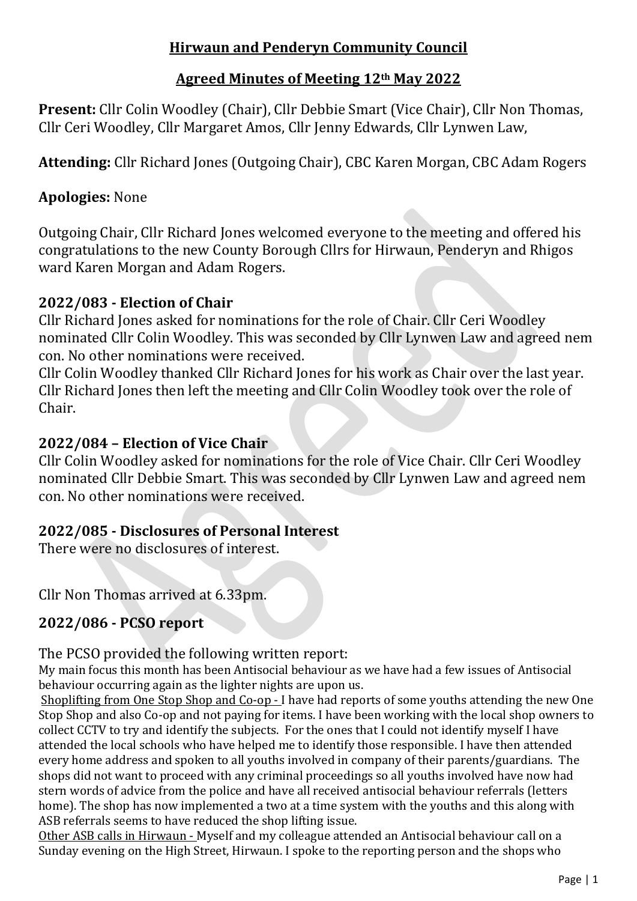# Hirwaun and Penderyn Community Council

## Agreed Minutes of Meeting 12th May 2022

**Present:** Cllr Colin Woodley (Chair), Cllr Debbie Smart (Vice Chair), Cllr Non Thomas, Cllr Ceri Woodley, Cllr Margaret Amos, Cllr Jenny Edwards, Cllr Lynwen Law,

**Attending:** Cllr Richard Jones (Outgoing Chair), CBC Karen Morgan, CBC Adam Rogers

**Apologies:** None

Outgoing Chair, Cllr Richard Jones welcomed everyone to the meeting and offered his congratulations to the new County Borough Cllrs for Hirwaun, Penderyn and Rhigos ward Karen Morgan and Adam Rogers.

### 2022/083 - Election of Chair

Cllr Richard Jones asked for nominations for the role of Chair. Cllr Ceri Woodley nominated Cllr Colin Woodley. This was seconded by Cllr Lynwen Law and agreed nem con. No other nominations were received.

Cllr Colin Woodley thanked Cllr Richard Jones for his work as Chair over the last year. Cllr Richard Jones then left the meeting and Cllr Colin Woodley took over the role of Chair.

### 2022/084 – Election of Vice Chair

Cllr Colin Woodley asked for nominations for the role of Vice Chair. Cllr Ceri Woodley nominated Cllr Debbie Smart. This was seconded by Cllr Lynwen Law and agreed nem con. No other nominations were received.

### 2022/085 - Disclosures of Personal Interest

There were no disclosures of interest.

Cllr Non Thomas arrived at 6.33pm.

### 2022/086 - PCSO report

The PCSO provided the following written report:

My main focus this month has been Antisocial behaviour as we have had a few issues of Antisocial behaviour occurring again as the lighter nights are upon us.

Shoplifting from One Stop Shop and Co-op - I have had reports of some youths attending the new One Stop Shop and also Co-op and not paying for items. I have been working with the local shop owners to collect CCTV to try and identify the subjects. For the ones that I could not identify myself I have attended the local schools who have helped me to identify those responsible. I have then attended every home address and spoken to all youths involved in company of their parents/guardians. The shops did not want to proceed with any criminal proceedings so all youths involved have now had stern words of advice from the police and have all received antisocial behaviour referrals (letters home). The shop has now implemented a two at a time system with the youths and this along with ASB referrals seems to have reduced the shop lifting issue.

Other ASB calls in Hirwaun - Myself and my colleague attended an Antisocial behaviour call on a Sunday evening on the High Street, Hirwaun. I spoke to the reporting person and the shops who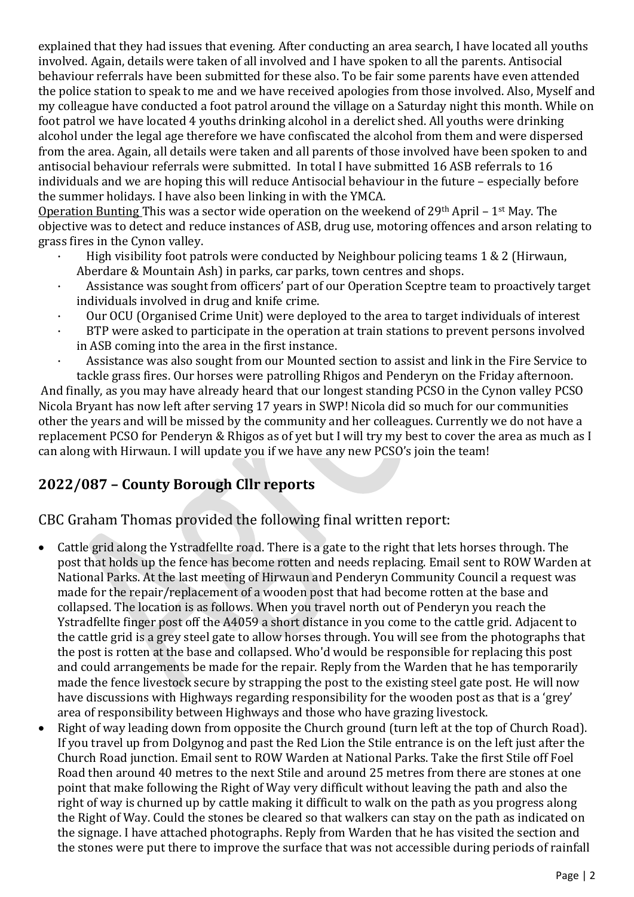explained that they had issues that evening. After conducting an area search, I have located all youths involved. Again, details were taken of all involved and I have spoken to all the parents. Antisocial behaviour referrals have been submitted for these also. To be fair some parents have even attended the police station to speak to me and we have received apologies from those involved. Also, Myself and my colleague have conducted a foot patrol around the village on a Saturday night this month. While on foot patrol we have located 4 youths drinking alcohol in a derelict shed. All youths were drinking alcohol under the legal age therefore we have confiscated the alcohol from them and were dispersed from the area. Again, all details were taken and all parents of those involved have been spoken to and antisocial behaviour referrals were submitted. In total I have submitted 16 ASB referrals to 16 individuals and we are hoping this will reduce Antisocial behaviour in the future – especially before the summer holidays. I have also been linking in with the YMCA.

Operation Bunting This was a sector wide operation on the weekend of 29th April – 1st May. The objective was to detect and reduce instances of ASB, drug use, motoring offences and arson relating to grass fires in the Cynon valley.

- High visibility foot patrols were conducted by Neighbour policing teams 1 & 2 (Hirwaun, Aberdare & Mountain Ash) in parks, car parks, town centres and shops.
- Assistance was sought from officers' part of our Operation Sceptre team to proactively target individuals involved in drug and knife crime.
- Our OCU (Organised Crime Unit) were deployed to the area to target individuals of interest
- BTP were asked to participate in the operation at train stations to prevent persons involved in ASB coming into the area in the first instance.
- Assistance was also sought from our Mounted section to assist and link in the Fire Service to tackle grass fires. Our horses were patrolling Rhigos and Penderyn on the Friday afternoon.

And finally, as you may have already heard that our longest standing PCSO in the Cynon valley PCSO Nicola Bryant has now left after serving 17 years in SWP! Nicola did so much for our communities other the years and will be missed by the community and her colleagues. Currently we do not have a replacement PCSO for Penderyn & Rhigos as of yet but I will try my best to cover the area as much as I can along with Hirwaun. I will update you if we have any new PCSO's join the team!

## 2022/087 – County Borough Cllr reports

CBC Graham Thomas provided the following final written report:

- Cattle grid along the Ystradfellte road. There is a gate to the right that lets horses through. The post that holds up the fence has become rotten and needs replacing. Email sent to ROW Warden at National Parks. At the last meeting of Hirwaun and Penderyn Community Council a request was made for the repair/replacement of a wooden post that had become rotten at the base and collapsed. The location is as follows. When you travel north out of Penderyn you reach the Ystradfellte finger post off the A4059 a short distance in you come to the cattle grid. Adjacent to the cattle grid is a grey steel gate to allow horses through. You will see from the photographs that the post is rotten at the base and collapsed. Who'd would be responsible for replacing this post and could arrangements be made for the repair. Reply from the Warden that he has temporarily made the fence livestock secure by strapping the post to the existing steel gate post. He will now have discussions with Highways regarding responsibility for the wooden post as that is a 'grey' area of responsibility between Highways and those who have grazing livestock.
- Right of way leading down from opposite the Church ground (turn left at the top of Church Road). If you travel up from Dolgynog and past the Red Lion the Stile entrance is on the left just after the Church Road junction. Email sent to ROW Warden at National Parks. Take the first Stile off Foel Road then around 40 metres to the next Stile and around 25 metres from there are stones at one point that make following the Right of Way very difficult without leaving the path and also the right of way is churned up by cattle making it difficult to walk on the path as you progress along the Right of Way. Could the stones be cleared so that walkers can stay on the path as indicated on the signage. I have attached photographs. Reply from Warden that he has visited the section and the stones were put there to improve the surface that was not accessible during periods of rainfall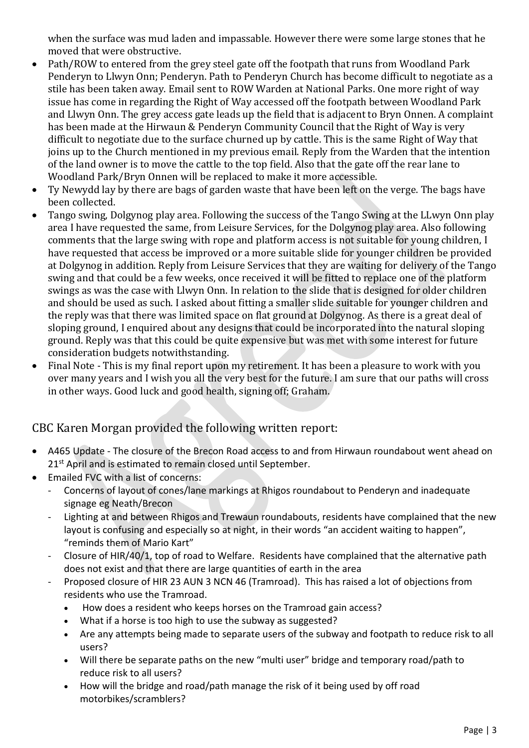when the surface was mud laden and impassable. However there were some large stones that he moved that were obstructive.

- Path/ROW to entered from the grey steel gate off the footpath that runs from Woodland Park Penderyn to Llwyn Onn; Penderyn. Path to Penderyn Church has become difficult to negotiate as a stile has been taken away. Email sent to ROW Warden at National Parks. One more right of way issue has come in regarding the Right of Way accessed off the footpath between Woodland Park and Llwyn Onn. The grey access gate leads up the field that is adjacent to Bryn Onnen. A complaint has been made at the Hirwaun & Penderyn Community Council that the Right of Way is very difficult to negotiate due to the surface churned up by cattle. This is the same Right of Way that joins up to the Church mentioned in my previous email. Reply from the Warden that the intention of the land owner is to move the cattle to the top field. Also that the gate off the rear lane to Woodland Park/Bryn Onnen will be replaced to make it more accessible.
- Ty Newydd lay by there are bags of garden waste that have been left on the verge. The bags have been collected.
- Tango swing, Dolgynog play area. Following the success of the Tango Swing at the LLwyn Onn play area I have requested the same, from Leisure Services, for the Dolgynog play area. Also following comments that the large swing with rope and platform access is not suitable for young children, I have requested that access be improved or a more suitable slide for younger children be provided at Dolgynog in addition. Reply from Leisure Services that they are waiting for delivery of the Tango swing and that could be a few weeks, once received it will be fitted to replace one of the platform swings as was the case with Llwyn Onn. In relation to the slide that is designed for older children and should be used as such. I asked about fitting a smaller slide suitable for younger children and the reply was that there was limited space on flat ground at Dolgynog. As there is a great deal of sloping ground, I enquired about any designs that could be incorporated into the natural sloping ground. Reply was that this could be quite expensive but was met with some interest for future consideration budgets notwithstanding.
- Final Note - This is my final report upon my retirement. It has been a pleasure to work with you over many years and I wish you all the very best for the future. I am sure that our paths will cross in other ways. Good luck and good health, signing off; Graham.

## CBC Karen Morgan provided the following written report:

- A465 Update - The closure of the Brecon Road access to and from Hirwaun roundabout went ahead on 21st April and is estimated to remain closed until September.
- Emailed FVC with a list of concerns:
  - Concerns of layout of cones/lane markings at Rhigos roundabout to Penderyn and inadequate signage eg Neath/Brecon
  - Lighting at and between Rhigos and Trewaun roundabouts, residents have complained that the new layout is confusing and especially so at night, in their words "an accident waiting to happen", "reminds them of Mario Kart"
  - Closure of HIR/40/1, top of road to Welfare. Residents have complained that the alternative path does not exist and that there are large quantities of earth in the area
  - Proposed closure of HIR 23 AUN 3 NCN 46 (Tramroad). This has raised a lot of objections from residents who use the Tramroad.
    - How does a resident who keeps horses on the Tramroad gain access?
    - What if a horse is too high to use the subway as suggested?
    - Are any attempts being made to separate users of the subway and footpath to reduce risk to all users?
    - Will there be separate paths on the new "multi user" bridge and temporary road/path to reduce risk to all users?
    - How will the bridge and road/path manage the risk of it being used by off road motorbikes/scramblers?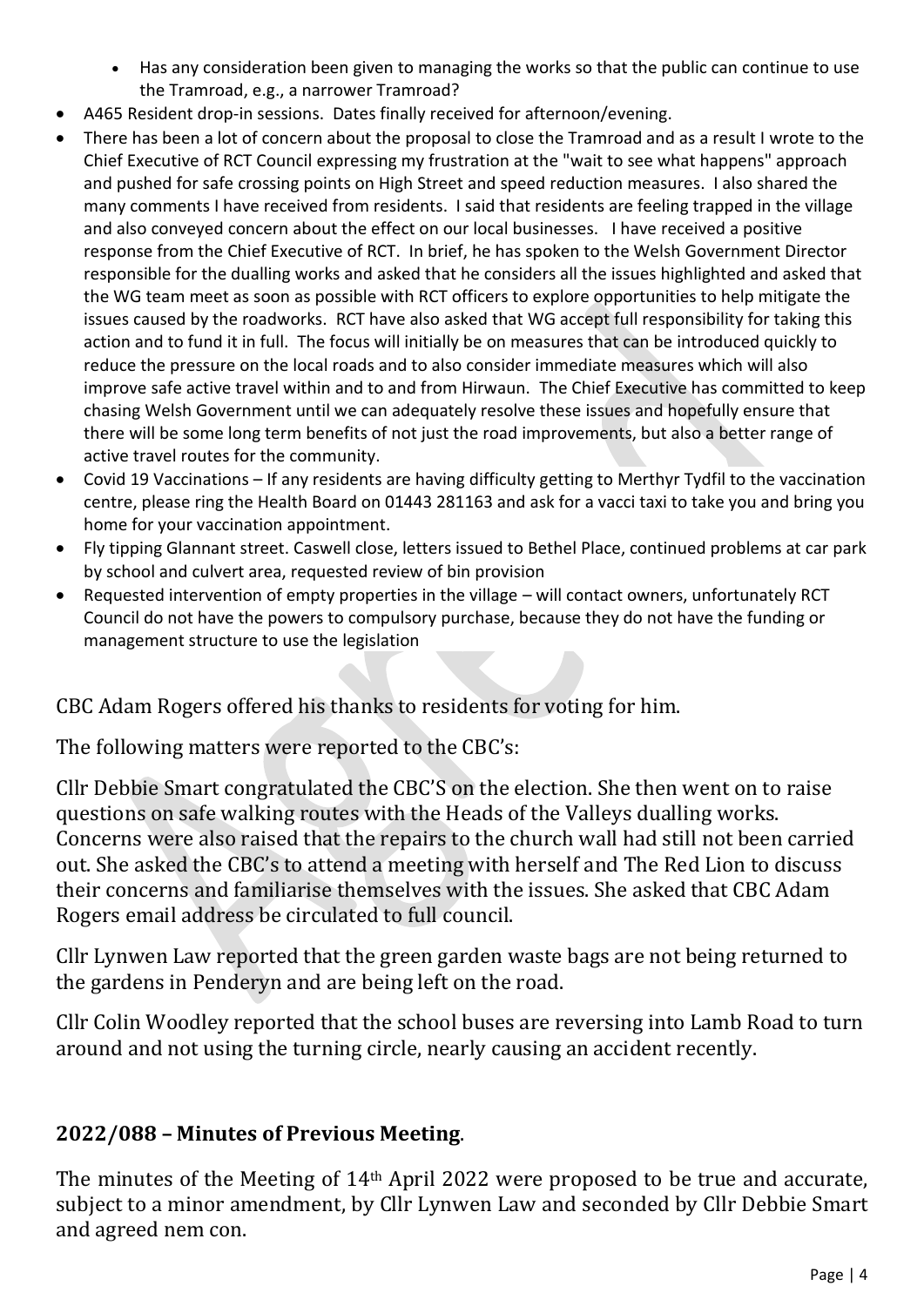- Has any consideration been given to managing the works so that the public can continue to use the Tramroad, e.g., a narrower Tramroad?
- A465 Resident drop-in sessions. Dates finally received for afternoon/evening.
- There has been a lot of concern about the proposal to close the Tramroad and as a result I wrote to the Chief Executive of RCT Council expressing my frustration at the "wait to see what happens" approach and pushed for safe crossing points on High Street and speed reduction measures. I also shared the many comments I have received from residents. I said that residents are feeling trapped in the village and also conveyed concern about the effect on our local businesses. I have received a positive response from the Chief Executive of RCT. In brief, he has spoken to the Welsh Government Director responsible for the dualling works and asked that he considers all the issues highlighted and asked that the WG team meet as soon as possible with RCT officers to explore opportunities to help mitigate the issues caused by the roadworks. RCT have also asked that WG accept full responsibility for taking this action and to fund it in full. The focus will initially be on measures that can be introduced quickly to reduce the pressure on the local roads and to also consider immediate measures which will also improve safe active travel within and to and from Hirwaun. The Chief Executive has committed to keep chasing Welsh Government until we can adequately resolve these issues and hopefully ensure that there will be some long term benefits of not just the road improvements, but also a better range of active travel routes for the community.
- Covid 19 Vaccinations – If any residents are having difficulty getting to Merthyr Tydfil to the vaccination centre, please ring the Health Board on 01443 281163 and ask for a vacci taxi to take you and bring you home for your vaccination appointment.
- Fly tipping Glannant street. Caswell close, letters issued to Bethel Place, continued problems at car park by school and culvert area, requested review of bin provision
- Requested intervention of empty properties in the village – will contact owners, unfortunately RCT Council do not have the powers to compulsory purchase, because they do not have the funding or management structure to use the legislation

CBC Adam Rogers offered his thanks to residents for voting for him.

The following matters were reported to the CBC's:

Cllr Debbie Smart congratulated the CBC'S on the election. She then went on to raise questions on safe walking routes with the Heads of the Valleys dualling works. Concerns were also raised that the repairs to the church wall had still not been carried out. She asked the CBC's to attend a meeting with herself and The Red Lion to discuss their concerns and familiarise themselves with the issues. She asked that CBC Adam Rogers email address be circulated to full council.

Cllr Lynwen Law reported that the green garden waste bags are not being returned to the gardens in Penderyn and are being left on the road.

Cllr Colin Woodley reported that the school buses are reversing into Lamb Road to turn around and not using the turning circle, nearly causing an accident recently.

## 2022/088 – Minutes of Previous Meeting.

The minutes of the Meeting of 14th April 2022 were proposed to be true and accurate, subject to a minor amendment, by Cllr Lynwen Law and seconded by Cllr Debbie Smart and agreed nem con.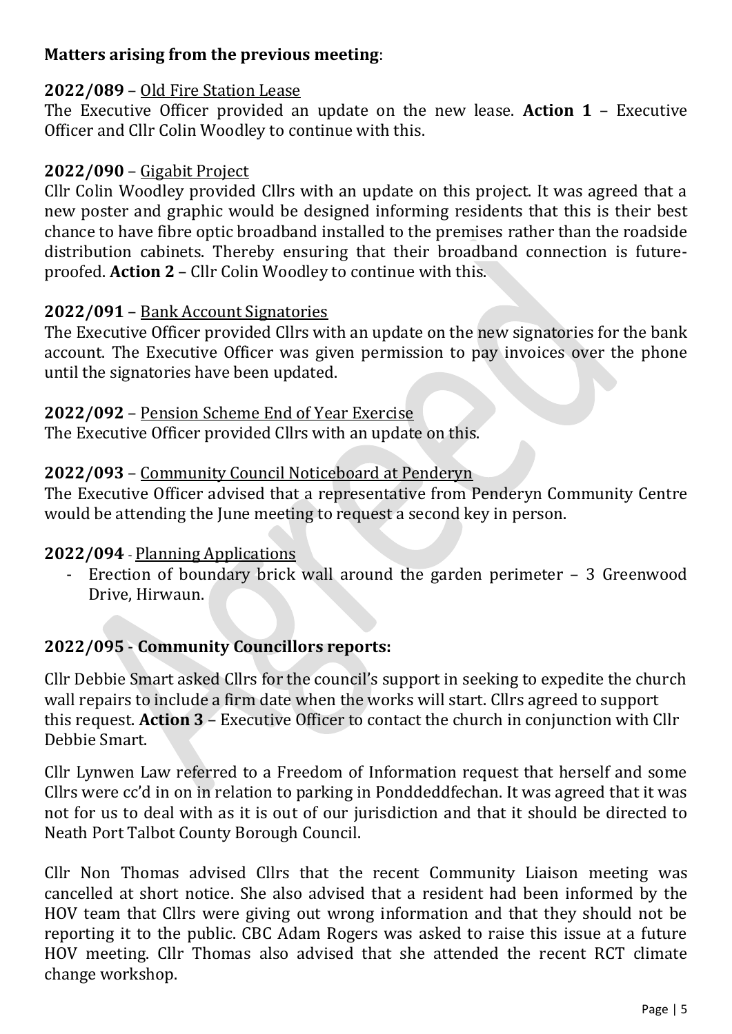**Matters arising from the previous meeting**:

**2022/089** – Old Fire Station Lease

The Executive Officer provided an update on the new lease. **Action 1** – Executive Officer and Cllr Colin Woodley to continue with this.

**2022/090** – Gigabit Project

Cllr Colin Woodley provided Cllrs with an update on this project. It was agreed that a new poster and graphic would be designed informing residents that this is their best chance to have fibre optic broadband installed to the premises rather than the roadside distribution cabinets. Thereby ensuring that their broadband connection is future-proofed. **Action 2** – Cllr Colin Woodley to continue with this.

**2022/091** – Bank Account Signatories

The Executive Officer provided Cllrs with an update on the new signatories for the bank account. The Executive Officer was given permission to pay invoices over the phone until the signatories have been updated.

**2022/092** – Pension Scheme End of Year Exercise

The Executive Officer provided Cllrs with an update on this.

**2022/093** – Community Council Noticeboard at Penderyn

The Executive Officer advised that a representative from Penderyn Community Centre would be attending the June meeting to request a second key in person.

**2022/094** - Planning Applications

- Erection of boundary brick wall around the garden perimeter – 3 Greenwood Drive, Hirwaun.

## 2022/095 - Community Councillors reports:

Cllr Debbie Smart asked Cllrs for the council's support in seeking to expedite the church wall repairs to include a firm date when the works will start. Cllrs agreed to support this request. **Action 3** – Executive Officer to contact the church in conjunction with Cllr Debbie Smart.

Cllr Lynwen Law referred to a Freedom of Information request that herself and some Cllrs were cc'd in on in relation to parking in Ponddeddfechan. It was agreed that it was not for us to deal with as it is out of our jurisdiction and that it should be directed to Neath Port Talbot County Borough Council.

Cllr Non Thomas advised Cllrs that the recent Community Liaison meeting was cancelled at short notice. She also advised that a resident had been informed by the HOV team that Cllrs were giving out wrong information and that they should not be reporting it to the public. CBC Adam Rogers was asked to raise this issue at a future HOV meeting. Cllr Thomas also advised that she attended the recent RCT climate change workshop.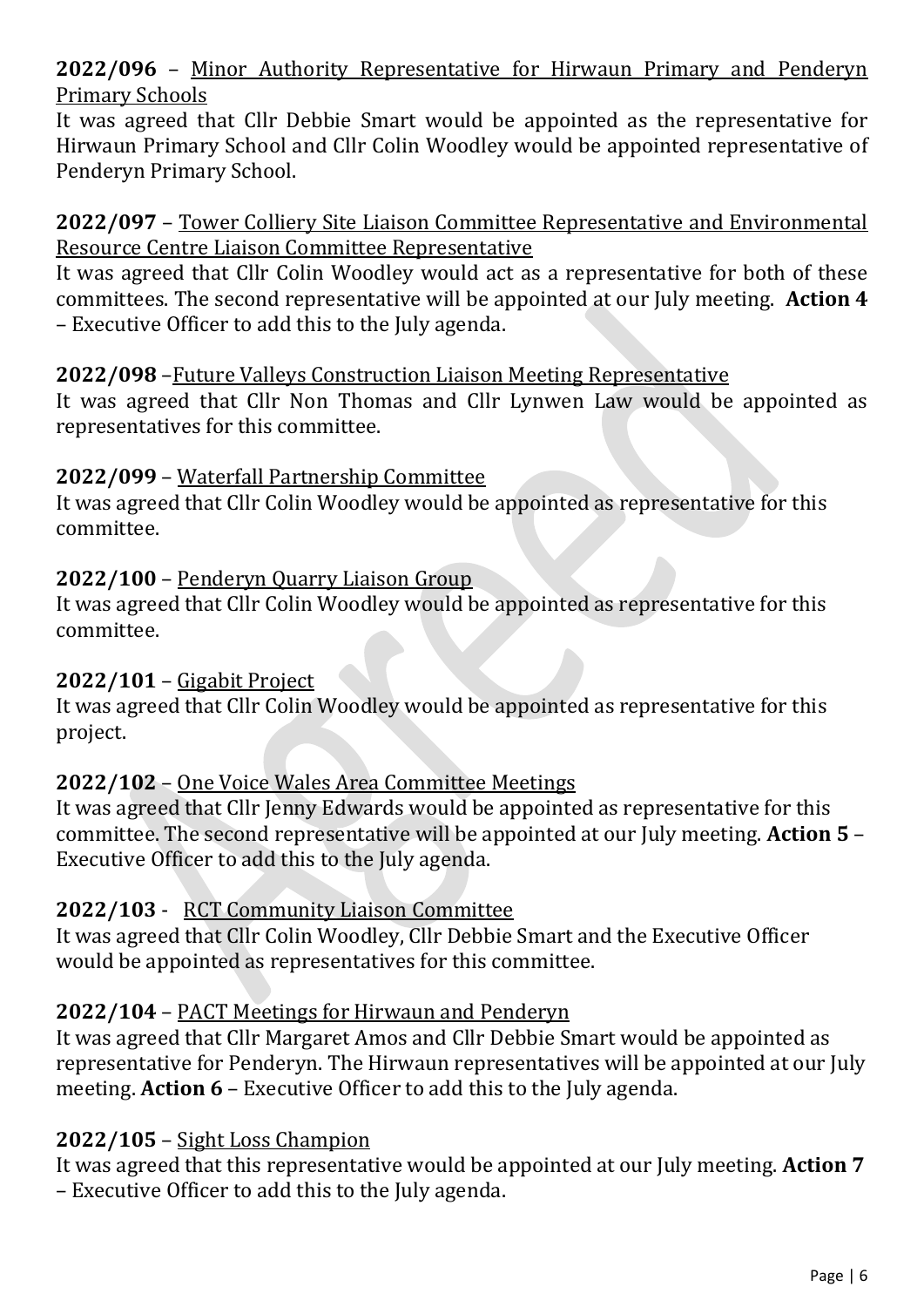**2022/096** – Minor Authority Representative for Hirwaun Primary and Penderyn Primary Schools

It was agreed that Cllr Debbie Smart would be appointed as the representative for Hirwaun Primary School and Cllr Colin Woodley would be appointed representative of Penderyn Primary School.

**2022/097** – Tower Colliery Site Liaison Committee Representative and Environmental Resource Centre Liaison Committee Representative

It was agreed that Cllr Colin Woodley would act as a representative for both of these committees. The second representative will be appointed at our July meeting. **Action 4** – Executive Officer to add this to the July agenda.

**2022/098** –Future Valleys Construction Liaison Meeting Representative

It was agreed that Cllr Non Thomas and Cllr Lynwen Law would be appointed as representatives for this committee.

**2022/099** – Waterfall Partnership Committee

It was agreed that Cllr Colin Woodley would be appointed as representative for this committee.

**2022/100** – Penderyn Quarry Liaison Group

It was agreed that Cllr Colin Woodley would be appointed as representative for this committee.

**2022/101** – Gigabit Project

It was agreed that Cllr Colin Woodley would be appointed as representative for this project.

**2022/102** – One Voice Wales Area Committee Meetings

It was agreed that Cllr Jenny Edwards would be appointed as representative for this committee. The second representative will be appointed at our July meeting. **Action 5** – Executive Officer to add this to the July agenda.

**2022/103** - RCT Community Liaison Committee

It was agreed that Cllr Colin Woodley, Cllr Debbie Smart and the Executive Officer would be appointed as representatives for this committee.

**2022/104** – PACT Meetings for Hirwaun and Penderyn

It was agreed that Cllr Margaret Amos and Cllr Debbie Smart would be appointed as representative for Penderyn. The Hirwaun representatives will be appointed at our July meeting. **Action 6** – Executive Officer to add this to the July agenda.

**2022/105** – Sight Loss Champion

It was agreed that this representative would be appointed at our July meeting. **Action 7** – Executive Officer to add this to the July agenda.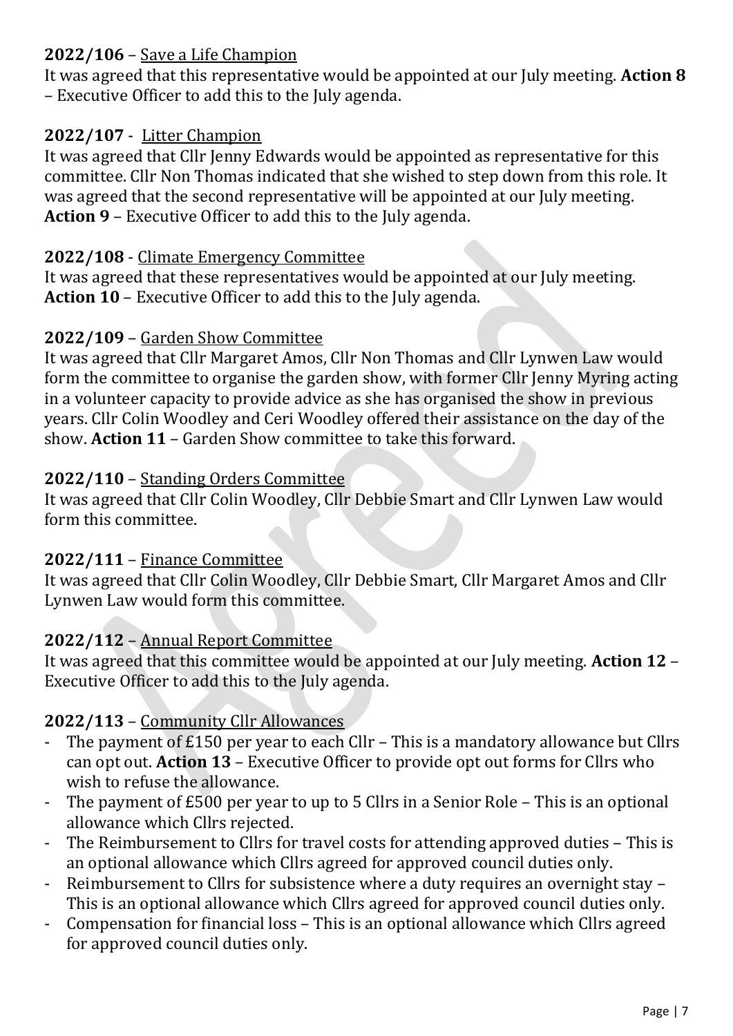**2022/106** – Save a Life Champion
It was agreed that this representative would be appointed at our July meeting. **Action 8** – Executive Officer to add this to the July agenda.

**2022/107** - Litter Champion
It was agreed that Cllr Jenny Edwards would be appointed as representative for this committee. Cllr Non Thomas indicated that she wished to step down from this role. It was agreed that the second representative will be appointed at our July meeting. **Action 9** – Executive Officer to add this to the July agenda.

**2022/108** - Climate Emergency Committee
It was agreed that these representatives would be appointed at our July meeting. **Action 10** – Executive Officer to add this to the July agenda.

**2022/109** – Garden Show Committee
It was agreed that Cllr Margaret Amos, Cllr Non Thomas and Cllr Lynwen Law would form the committee to organise the garden show, with former Cllr Jenny Myring acting in a volunteer capacity to provide advice as she has organised the show in previous years. Cllr Colin Woodley and Ceri Woodley offered their assistance on the day of the show. **Action 11** – Garden Show committee to take this forward.

**2022/110** – Standing Orders Committee
It was agreed that Cllr Colin Woodley, Cllr Debbie Smart and Cllr Lynwen Law would form this committee.

**2022/111** – Finance Committee
It was agreed that Cllr Colin Woodley, Cllr Debbie Smart, Cllr Margaret Amos and Cllr Lynwen Law would form this committee.

**2022/112** – Annual Report Committee
It was agreed that this committee would be appointed at our July meeting. **Action 12** – Executive Officer to add this to the July agenda.

**2022/113** – Community Cllr Allowances

- The payment of £150 per year to each Cllr – This is a mandatory allowance but Cllrs can opt out. **Action 13** – Executive Officer to provide opt out forms for Cllrs who wish to refuse the allowance.
- The payment of £500 per year to up to 5 Cllrs in a Senior Role – This is an optional allowance which Cllrs rejected.
- The Reimbursement to Cllrs for travel costs for attending approved duties – This is an optional allowance which Cllrs agreed for approved council duties only.
- Reimbursement to Cllrs for subsistence where a duty requires an overnight stay – This is an optional allowance which Cllrs agreed for approved council duties only.
- Compensation for financial loss – This is an optional allowance which Cllrs agreed for approved council duties only.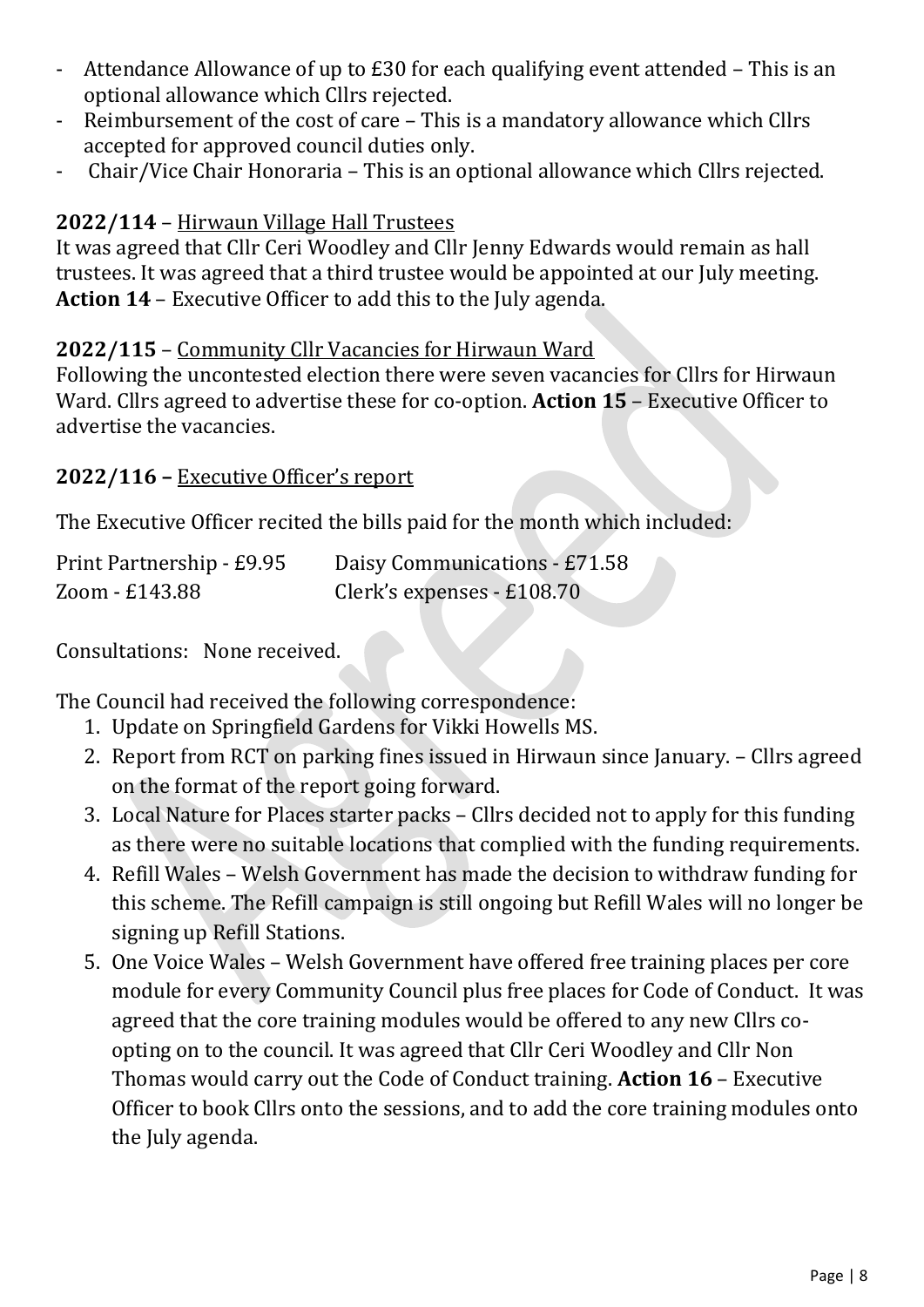- Attendance Allowance of up to £30 for each qualifying event attended – This is an optional allowance which Cllrs rejected.
- Reimbursement of the cost of care – This is a mandatory allowance which Cllrs accepted for approved council duties only.
- Chair/Vice Chair Honoraria – This is an optional allowance which Cllrs rejected.

**2022/114** – Hirwaun Village Hall Trustees

It was agreed that Cllr Ceri Woodley and Cllr Jenny Edwards would remain as hall trustees. It was agreed that a third trustee would be appointed at our July meeting. **Action 14** – Executive Officer to add this to the July agenda.

**2022/115** – Community Cllr Vacancies for Hirwaun Ward

Following the uncontested election there were seven vacancies for Cllrs for Hirwaun Ward. Cllrs agreed to advertise these for co-option. **Action 15** – Executive Officer to advertise the vacancies.

**2022/116 –** Executive Officer's report

The Executive Officer recited the bills paid for the month which included:

Print Partnership - £9.95
Daisy Communications - £71.58
Zoom - £143.88
Clerk's expenses - £108.70

Consultations: None received.

The Council had received the following correspondence:

1. Update on Springfield Gardens for Vikki Howells MS.
2. Report from RCT on parking fines issued in Hirwaun since January. – Cllrs agreed on the format of the report going forward.
3. Local Nature for Places starter packs – Cllrs decided not to apply for this funding as there were no suitable locations that complied with the funding requirements.
4. Refill Wales – Welsh Government has made the decision to withdraw funding for this scheme. The Refill campaign is still ongoing but Refill Wales will no longer be signing up Refill Stations.
5. One Voice Wales – Welsh Government have offered free training places per core module for every Community Council plus free places for Code of Conduct. It was agreed that the core training modules would be offered to any new Cllrs co-opting on to the council. It was agreed that Cllr Ceri Woodley and Cllr Non Thomas would carry out the Code of Conduct training. **Action 16** – Executive Officer to book Cllrs onto the sessions, and to add the core training modules onto the July agenda.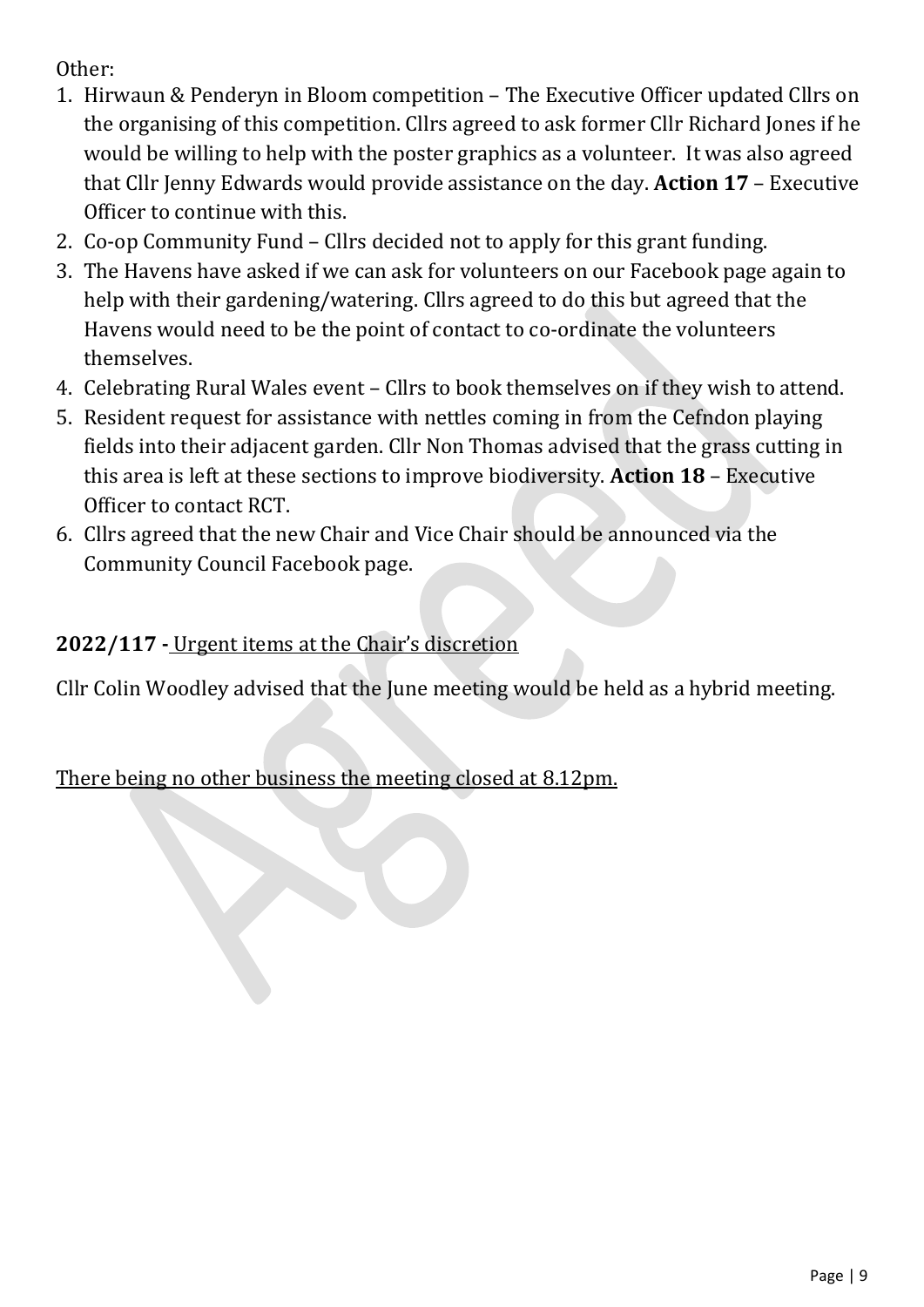Other:

1. Hirwaun & Penderyn in Bloom competition – The Executive Officer updated Cllrs on the organising of this competition. Cllrs agreed to ask former Cllr Richard Jones if he would be willing to help with the poster graphics as a volunteer. It was also agreed that Cllr Jenny Edwards would provide assistance on the day. **Action 17** – Executive Officer to continue with this.
2. Co-op Community Fund – Cllrs decided not to apply for this grant funding.
3. The Havens have asked if we can ask for volunteers on our Facebook page again to help with their gardening/watering. Cllrs agreed to do this but agreed that the Havens would need to be the point of contact to co-ordinate the volunteers themselves.
4. Celebrating Rural Wales event – Cllrs to book themselves on if they wish to attend.
5. Resident request for assistance with nettles coming in from the Cefndon playing fields into their adjacent garden. Cllr Non Thomas advised that the grass cutting in this area is left at these sections to improve biodiversity. **Action 18** – Executive Officer to contact RCT.
6. Cllrs agreed that the new Chair and Vice Chair should be announced via the Community Council Facebook page.

## **2022/117 -** Urgent items at the Chair's discretion

Cllr Colin Woodley advised that the June meeting would be held as a hybrid meeting.

There being no other business the meeting closed at 8.12pm.